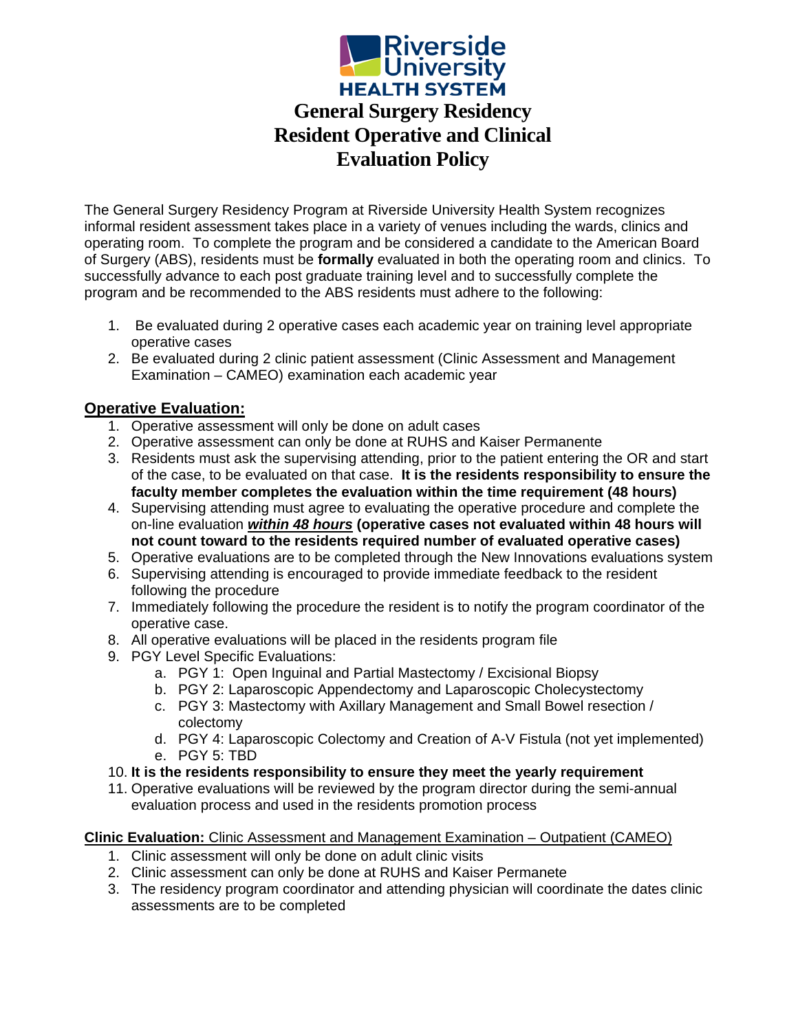# General Surgery Residency Resident Operative and Clinical Evaluation Policy

The General Surgery Residency Program at Riverside University Health System recognizes informal resident assessment takes place in a variety of venues including the wards, clinics and operating room. To complete the program and be considered a candidate to the American Board of Surgery (ABS), residents must be **formally** evaluated in both the operating room and clinics. To successfully advance to each post graduate training level and to successfully complete the program and be recommended to the ABS residents must adhere to the following:

1. Be evaluated during 2 operative cases each academic year on training level appropriate operative cases
2. Be evaluated during 2 clinic patient assessment (Clinic Assessment and Management Examination – CAMEO) examination each academic year

## Operative Evaluation:

1. Operative assessment will only be done on adult cases
2. Operative assessment can only be done at RUHS and Kaiser Permanente
3. Residents must ask the supervising attending, prior to the patient entering the OR and start of the case, to be evaluated on that case. **It is the residents responsibility to ensure the faculty member completes the evaluation within the time requirement (48 hours)**
4. Supervising attending must agree to evaluating the operative procedure and complete the on-line evaluation ***within 48 hours*** **(operative cases not evaluated within 48 hours will not count toward to the residents required number of evaluated operative cases)**
5. Operative evaluations are to be completed through the New Innovations evaluations system
6. Supervising attending is encouraged to provide immediate feedback to the resident following the procedure
7. Immediately following the procedure the resident is to notify the program coordinator of the operative case.
8. All operative evaluations will be placed in the residents program file
9. PGY Level Specific Evaluations:
   a. PGY 1: Open Inguinal and Partial Mastectomy / Excisional Biopsy
   b. PGY 2: Laparoscopic Appendectomy and Laparoscopic Cholecystectomy
   c. PGY 3: Mastectomy with Axillary Management and Small Bowel resection / colectomy
   d. PGY 4: Laparoscopic Colectomy and Creation of A-V Fistula (not yet implemented)
   e. PGY 5: TBD
10. **It is the residents responsibility to ensure they meet the yearly requirement**
11. Operative evaluations will be reviewed by the program director during the semi-annual evaluation process and used in the residents promotion process

**Clinic Evaluation:** Clinic Assessment and Management Examination – Outpatient (CAMEO)

1. Clinic assessment will only be done on adult clinic visits
2. Clinic assessment can only be done at RUHS and Kaiser Permanete
3. The residency program coordinator and attending physician will coordinate the dates clinic assessments are to be completed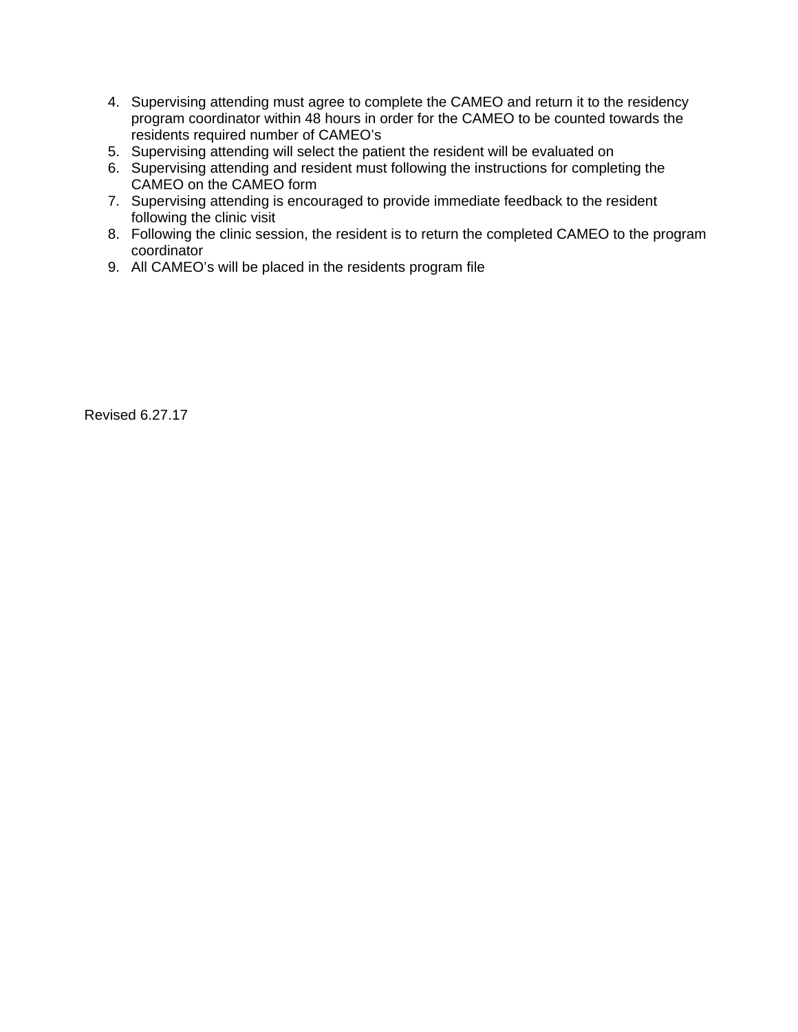4. Supervising attending must agree to complete the CAMEO and return it to the residency program coordinator within 48 hours in order for the CAMEO to be counted towards the residents required number of CAMEO's
5. Supervising attending will select the patient the resident will be evaluated on
6. Supervising attending and resident must following the instructions for completing the CAMEO on the CAMEO form
7. Supervising attending is encouraged to provide immediate feedback to the resident following the clinic visit
8. Following the clinic session, the resident is to return the completed CAMEO to the program coordinator
9. All CAMEO's will be placed in the residents program file

Revised 6.27.17